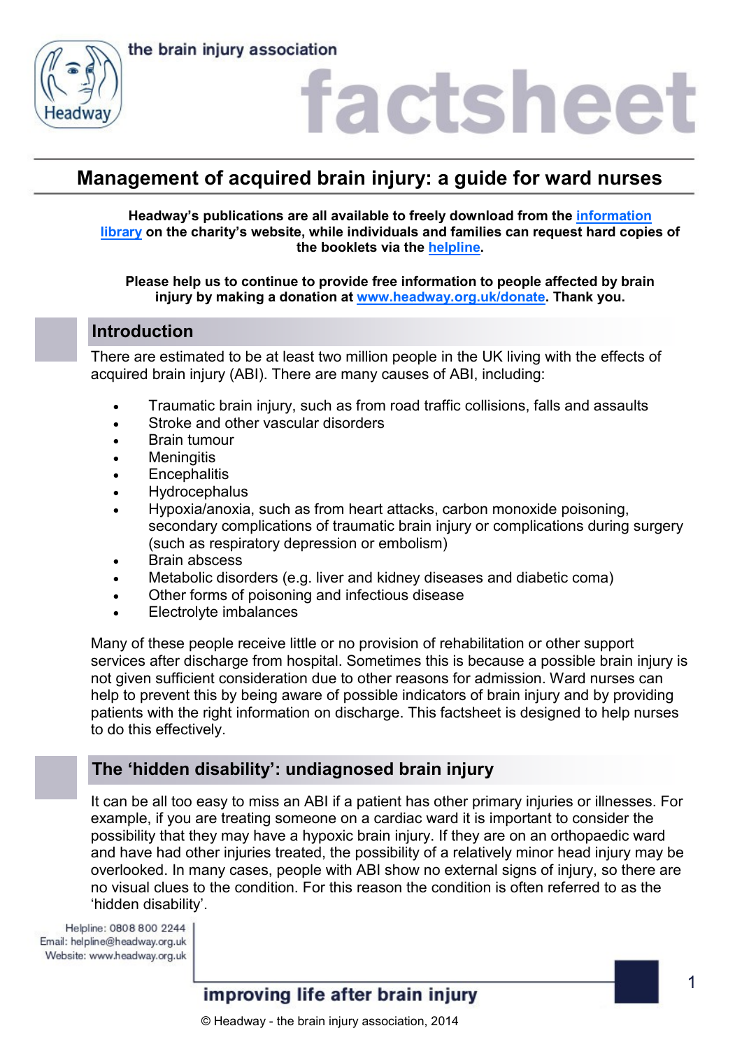# Management of acquired brain injury: a guide for ward nurses

**Headway's publications are all available to freely download from the information library on the charity's website, while individuals and families can request hard copies of the booklets via the helpline.**

**Please help us to continue to provide free information to people affected by brain injury by making a donation at www.headway.org.uk/donate. Thank you.**

## Introduction

There are estimated to be at least two million people in the UK living with the effects of acquired brain injury (ABI). There are many causes of ABI, including:

- Traumatic brain injury, such as from road traffic collisions, falls and assaults
- Stroke and other vascular disorders
- Brain tumour
- Meningitis
- Encephalitis
- Hydrocephalus
- Hypoxia/anoxia, such as from heart attacks, carbon monoxide poisoning, secondary complications of traumatic brain injury or complications during surgery (such as respiratory depression or embolism)
- Brain abscess
- Metabolic disorders (e.g. liver and kidney diseases and diabetic coma)
- Other forms of poisoning and infectious disease
- Electrolyte imbalances

Many of these people receive little or no provision of rehabilitation or other support services after discharge from hospital. Sometimes this is because a possible brain injury is not given sufficient consideration due to other reasons for admission. Ward nurses can help to prevent this by being aware of possible indicators of brain injury and by providing patients with the right information on discharge. This factsheet is designed to help nurses to do this effectively.

## The 'hidden disability': undiagnosed brain injury

It can be all too easy to miss an ABI if a patient has other primary injuries or illnesses. For example, if you are treating someone on a cardiac ward it is important to consider the possibility that they may have a hypoxic brain injury. If they are on an orthopaedic ward and have had other injuries treated, the possibility of a relatively minor head injury may be overlooked. In many cases, people with ABI show no external signs of injury, so there are no visual clues to the condition. For this reason the condition is often referred to as the 'hidden disability'.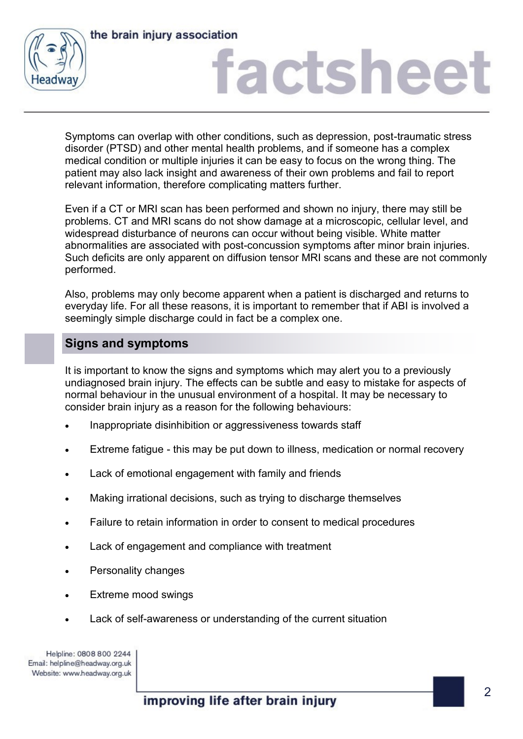Symptoms can overlap with other conditions, such as depression, post-traumatic stress disorder (PTSD) and other mental health problems, and if someone has a complex medical condition or multiple injuries it can be easy to focus on the wrong thing. The patient may also lack insight and awareness of their own problems and fail to report relevant information, therefore complicating matters further.

Even if a CT or MRI scan has been performed and shown no injury, there may still be problems. CT and MRI scans do not show damage at a microscopic, cellular level, and widespread disturbance of neurons can occur without being visible. White matter abnormalities are associated with post-concussion symptoms after minor brain injuries. Such deficits are only apparent on diffusion tensor MRI scans and these are not commonly performed.

Also, problems may only become apparent when a patient is discharged and returns to everyday life. For all these reasons, it is important to remember that if ABI is involved a seemingly simple discharge could in fact be a complex one.

## Signs and symptoms

It is important to know the signs and symptoms which may alert you to a previously undiagnosed brain injury. The effects can be subtle and easy to mistake for aspects of normal behaviour in the unusual environment of a hospital. It may be necessary to consider brain injury as a reason for the following behaviours:

- Inappropriate disinhibition or aggressiveness towards staff
- Extreme fatigue - this may be put down to illness, medication or normal recovery
- Lack of emotional engagement with family and friends
- Making irrational decisions, such as trying to discharge themselves
- Failure to retain information in order to consent to medical procedures
- Lack of engagement and compliance with treatment
- Personality changes
- Extreme mood swings
- Lack of self-awareness or understanding of the current situation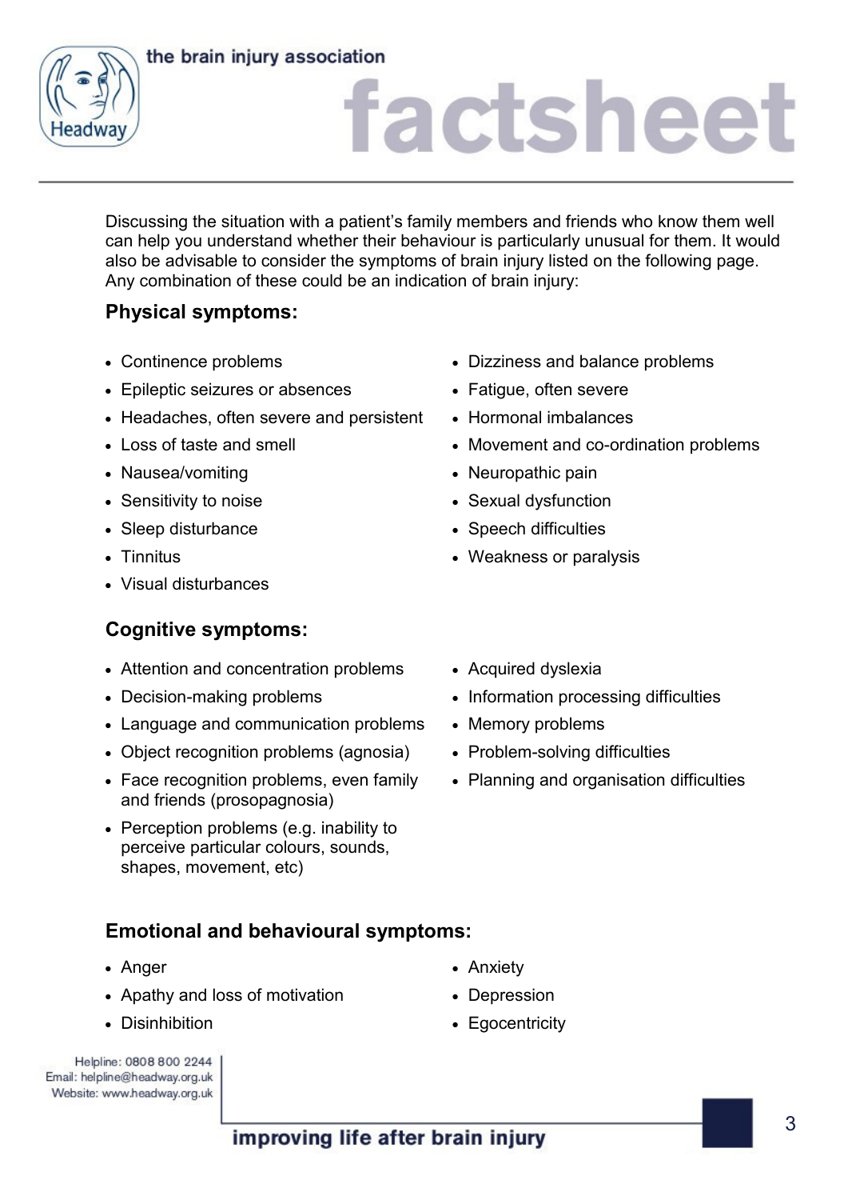Discussing the situation with a patient's family members and friends who know them well can help you understand whether their behaviour is particularly unusual for them. It would also be advisable to consider the symptoms of brain injury listed on the following page. Any combination of these could be an indication of brain injury:

### Physical symptoms:

- Continence problems
- Epileptic seizures or absences
- Headaches, often severe and persistent
- Loss of taste and smell
- Nausea/vomiting
- Sensitivity to noise
- Sleep disturbance
- Tinnitus
- Visual disturbances
- Dizziness and balance problems
- Fatigue, often severe
- Hormonal imbalances
- Movement and co-ordination problems
- Neuropathic pain
- Sexual dysfunction
- Speech difficulties
- Weakness or paralysis

### Cognitive symptoms:

- Attention and concentration problems
- Decision-making problems
- Language and communication problems
- Object recognition problems (agnosia)
- Face recognition problems, even family and friends (prosopagnosia)
- Perception problems (e.g. inability to perceive particular colours, sounds, shapes, movement, etc)
- Acquired dyslexia
- Information processing difficulties
- Memory problems
- Problem-solving difficulties
- Planning and organisation difficulties

### Emotional and behavioural symptoms:

- Anger
- Apathy and loss of motivation
- Disinhibition
- Anxiety
- Depression
- Egocentricity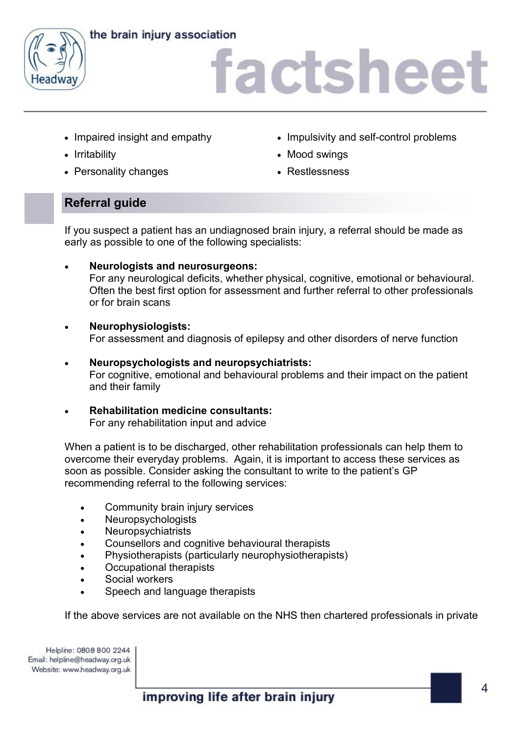- Impaired insight and empathy
- Irritability
- Personality changes
- Impulsivity and self-control problems
- Mood swings
- Restlessness

## Referral guide

If you suspect a patient has an undiagnosed brain injury, a referral should be made as early as possible to one of the following specialists:

- **Neurologists and neurosurgeons:**
  For any neurological deficits, whether physical, cognitive, emotional or behavioural. Often the best first option for assessment and further referral to other professionals or for brain scans

- **Neurophysiologists:**
  For assessment and diagnosis of epilepsy and other disorders of nerve function

- **Neuropsychologists and neuropsychiatrists:**
  For cognitive, emotional and behavioural problems and their impact on the patient and their family

- **Rehabilitation medicine consultants:**
  For any rehabilitation input and advice

When a patient is to be discharged, other rehabilitation professionals can help them to overcome their everyday problems. Again, it is important to access these services as soon as possible. Consider asking the consultant to write to the patient's GP recommending referral to the following services:

- Community brain injury services
- Neuropsychologists
- Neuropsychiatrists
- Counsellors and cognitive behavioural therapists
- Physiotherapists (particularly neurophysiotherapists)
- Occupational therapists
- Social workers
- Speech and language therapists

If the above services are not available on the NHS then chartered professionals in private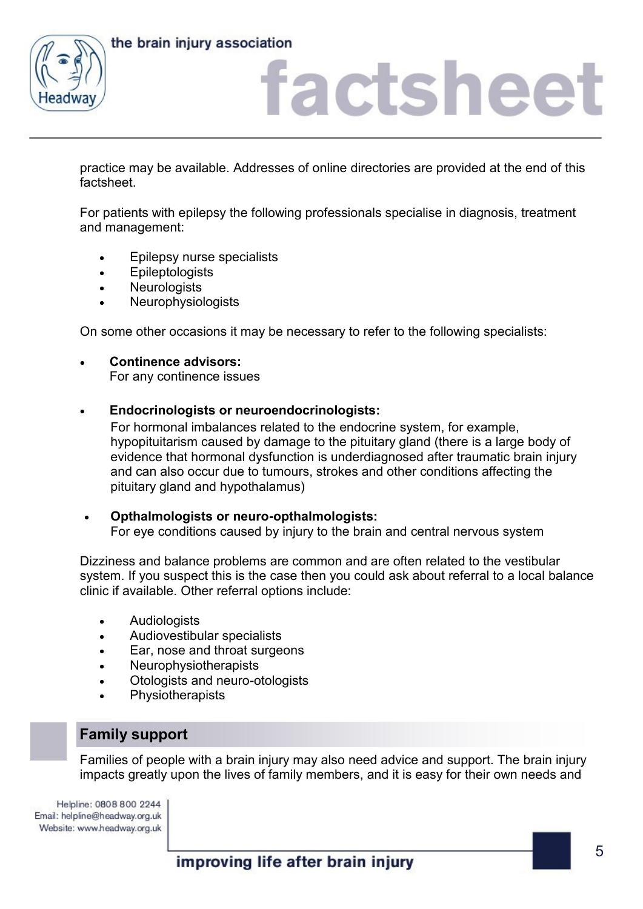practice may be available. Addresses of online directories are provided at the end of this factsheet.

For patients with epilepsy the following professionals specialise in diagnosis, treatment and management:

- Epilepsy nurse specialists
- Epileptologists
- Neurologists
- Neurophysiologists

On some other occasions it may be necessary to refer to the following specialists:

- **Continence advisors:**
  For any continence issues

- **Endocrinologists or neuroendocrinologists:**
  For hormonal imbalances related to the endocrine system, for example, hypopituitarism caused by damage to the pituitary gland (there is a large body of evidence that hormonal dysfunction is underdiagnosed after traumatic brain injury and can also occur due to tumours, strokes and other conditions affecting the pituitary gland and hypothalamus)

- **Opthalmologists or neuro-opthalmologists:**
  For eye conditions caused by injury to the brain and central nervous system

Dizziness and balance problems are common and are often related to the vestibular system. If you suspect this is the case then you could ask about referral to a local balance clinic if available. Other referral options include:

- Audiologists
- Audiovestibular specialists
- Ear, nose and throat surgeons
- Neurophysiotherapists
- Otologists and neuro-otologists
- Physiotherapists

## Family support

Families of people with a brain injury may also need advice and support. The brain injury impacts greatly upon the lives of family members, and it is easy for their own needs and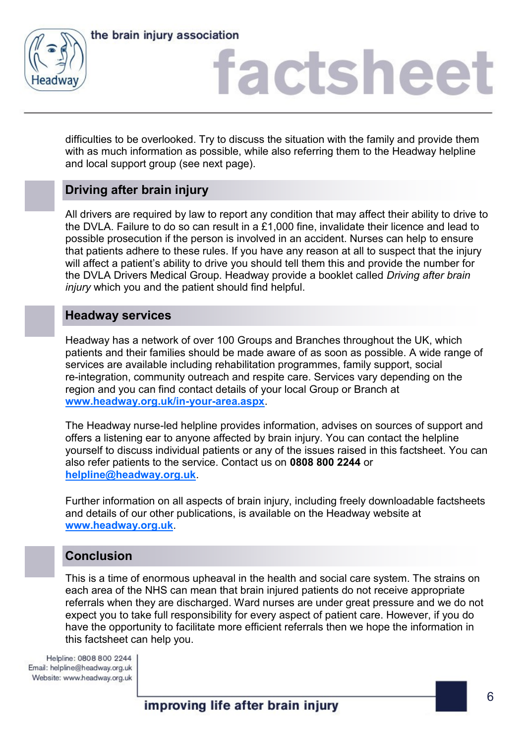difficulties to be overlooked. Try to discuss the situation with the family and provide them with as much information as possible, while also referring them to the Headway helpline and local support group (see next page).

## Driving after brain injury

All drivers are required by law to report any condition that may affect their ability to drive to the DVLA. Failure to do so can result in a £1,000 fine, invalidate their licence and lead to possible prosecution if the person is involved in an accident. Nurses can help to ensure that patients adhere to these rules. If you have any reason at all to suspect that the injury will affect a patient's ability to drive you should tell them this and provide the number for the DVLA Drivers Medical Group. Headway provide a booklet called *Driving after brain injury* which you and the patient should find helpful.

## Headway services

Headway has a network of over 100 Groups and Branches throughout the UK, which patients and their families should be made aware of as soon as possible. A wide range of services are available including rehabilitation programmes, family support, social re-integration, community outreach and respite care. Services vary depending on the region and you can find contact details of your local Group or Branch at **www.headway.org.uk/in-your-area.aspx**.

The Headway nurse-led helpline provides information, advises on sources of support and offers a listening ear to anyone affected by brain injury. You can contact the helpline yourself to discuss individual patients or any of the issues raised in this factsheet. You can also refer patients to the service. Contact us on **0808 800 2244** or **helpline@headway.org.uk**.

Further information on all aspects of brain injury, including freely downloadable factsheets and details of our other publications, is available on the Headway website at **www.headway.org.uk**.

## Conclusion

This is a time of enormous upheaval in the health and social care system. The strains on each area of the NHS can mean that brain injured patients do not receive appropriate referrals when they are discharged. Ward nurses are under great pressure and we do not expect you to take full responsibility for every aspect of patient care. However, if you do have the opportunity to facilitate more efficient referrals then we hope the information in this factsheet can help you.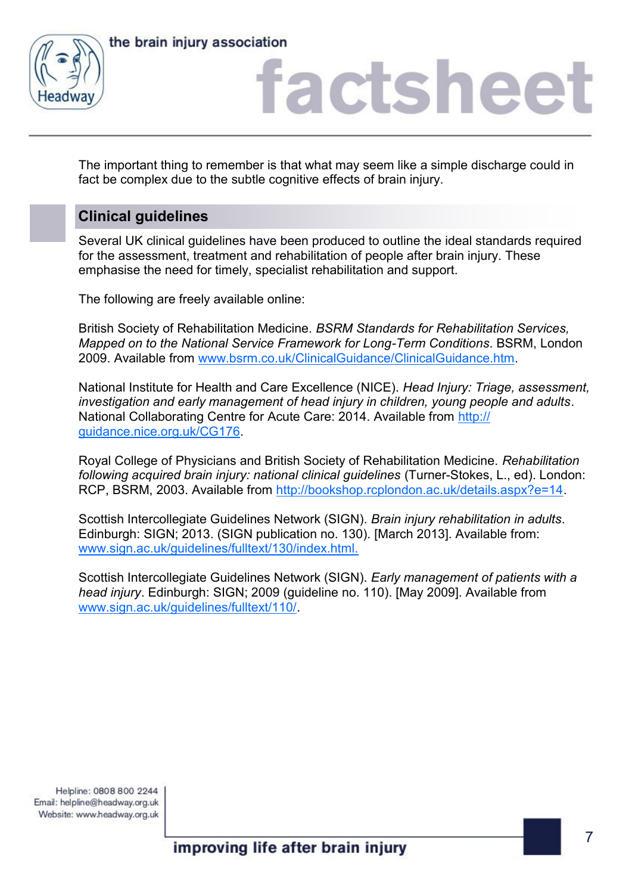The important thing to remember is that what may seem like a simple discharge could in fact be complex due to the subtle cognitive effects of brain injury.

## Clinical guidelines

Several UK clinical guidelines have been produced to outline the ideal standards required for the assessment, treatment and rehabilitation of people after brain injury. These emphasise the need for timely, specialist rehabilitation and support.

The following are freely available online:

British Society of Rehabilitation Medicine. *BSRM Standards for Rehabilitation Services, Mapped on to the National Service Framework for Long-Term Conditions*. BSRM, London 2009. Available from www.bsrm.co.uk/ClinicalGuidance/ClinicalGuidance.htm.

National Institute for Health and Care Excellence (NICE). *Head Injury: Triage, assessment, investigation and early management of head injury in children, young people and adults*. National Collaborating Centre for Acute Care: 2014. Available from http://guidance.nice.org.uk/CG176.

Royal College of Physicians and British Society of Rehabilitation Medicine. *Rehabilitation following acquired brain injury: national clinical guidelines* (Turner-Stokes, L., ed). London: RCP, BSRM, 2003. Available from http://bookshop.rcplondon.ac.uk/details.aspx?e=14.

Scottish Intercollegiate Guidelines Network (SIGN). *Brain injury rehabilitation in adults*. Edinburgh: SIGN; 2013. (SIGN publication no. 130). [March 2013]. Available from: www.sign.ac.uk/guidelines/fulltext/130/index.html.

Scottish Intercollegiate Guidelines Network (SIGN). *Early management of patients with a head injury*. Edinburgh: SIGN; 2009 (guideline no. 110). [May 2009]. Available from www.sign.ac.uk/guidelines/fulltext/110/.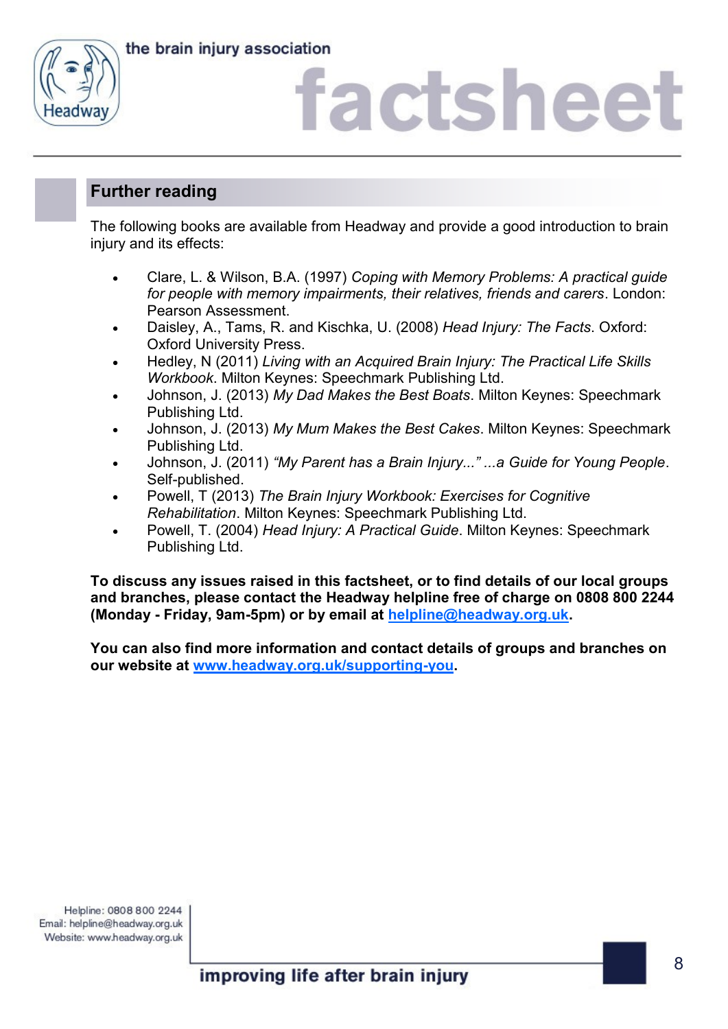## Further reading

The following books are available from Headway and provide a good introduction to brain injury and its effects:

- Clare, L. & Wilson, B.A. (1997) *Coping with Memory Problems: A practical guide for people with memory impairments, their relatives, friends and carers*. London: Pearson Assessment.
- Daisley, A., Tams, R. and Kischka, U. (2008) *Head Injury: The Facts*. Oxford: Oxford University Press.
- Hedley, N (2011) *Living with an Acquired Brain Injury: The Practical Life Skills Workbook*. Milton Keynes: Speechmark Publishing Ltd.
- Johnson, J. (2013) *My Dad Makes the Best Boats*. Milton Keynes: Speechmark Publishing Ltd.
- Johnson, J. (2013) *My Mum Makes the Best Cakes*. Milton Keynes: Speechmark Publishing Ltd.
- Johnson, J. (2011) *"My Parent has a Brain Injury..." ...a Guide for Young People*. Self-published.
- Powell, T (2013) *The Brain Injury Workbook: Exercises for Cognitive Rehabilitation*. Milton Keynes: Speechmark Publishing Ltd.
- Powell, T. (2004) *Head Injury: A Practical Guide*. Milton Keynes: Speechmark Publishing Ltd.

**To discuss any issues raised in this factsheet, or to find details of our local groups and branches, please contact the Headway helpline free of charge on 0808 800 2244 (Monday - Friday, 9am-5pm) or by email at helpline@headway.org.uk.**

**You can also find more information and contact details of groups and branches on our website at www.headway.org.uk/supporting-you.**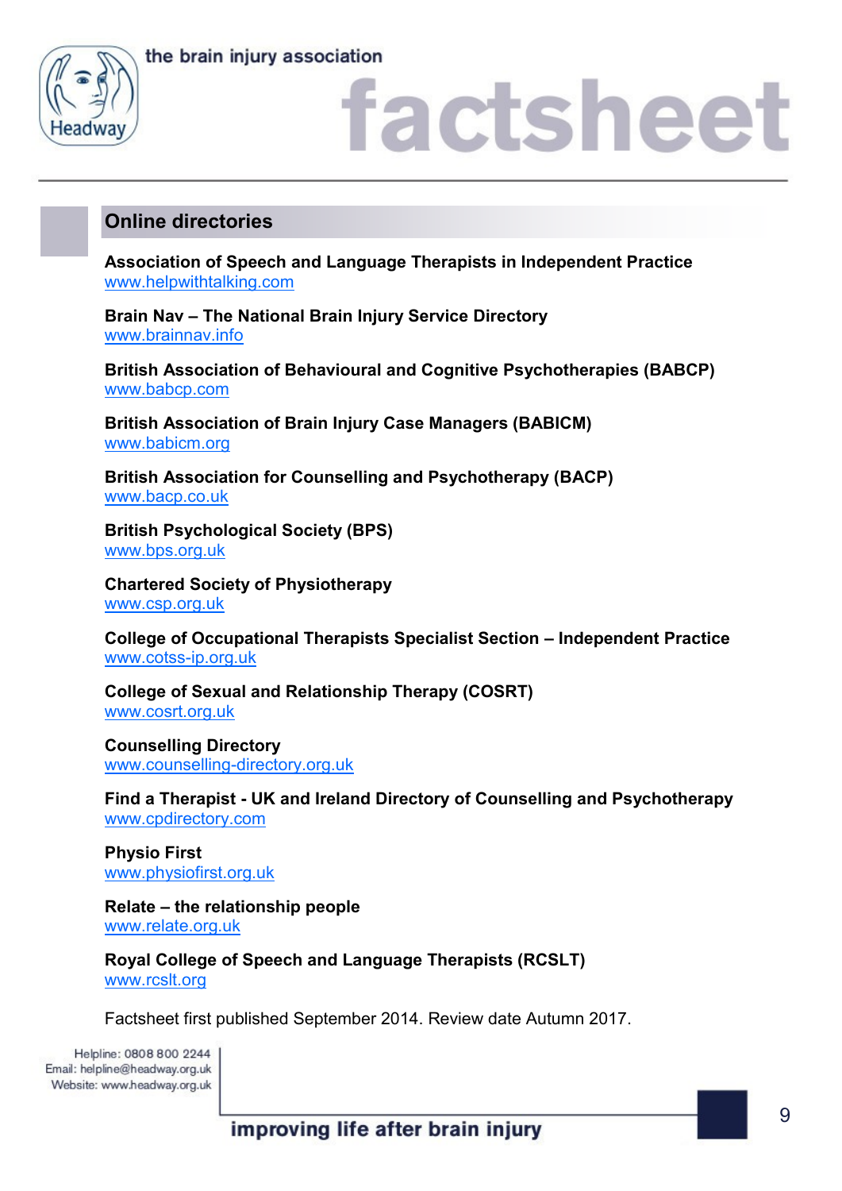## Online directories

**Association of Speech and Language Therapists in Independent Practice**
www.helpwithtalking.com

**Brain Nav – The National Brain Injury Service Directory**
www.brainnav.info

**British Association of Behavioural and Cognitive Psychotherapies (BABCP)**
www.babcp.com

**British Association of Brain Injury Case Managers (BABICM)**
www.babicm.org

**British Association for Counselling and Psychotherapy (BACP)**
www.bacp.co.uk

**British Psychological Society (BPS)**
www.bps.org.uk

**Chartered Society of Physiotherapy**
www.csp.org.uk

**College of Occupational Therapists Specialist Section – Independent Practice**
www.cotss-ip.org.uk

**College of Sexual and Relationship Therapy (COSRT)**
www.cosrt.org.uk

**Counselling Directory**
www.counselling-directory.org.uk

**Find a Therapist - UK and Ireland Directory of Counselling and Psychotherapy**
www.cpdirectory.com

**Physio First**
www.physiofirst.org.uk

**Relate – the relationship people**
www.relate.org.uk

**Royal College of Speech and Language Therapists (RCSLT)**
www.rcslt.org

Factsheet first published September 2014. Review date Autumn 2017.